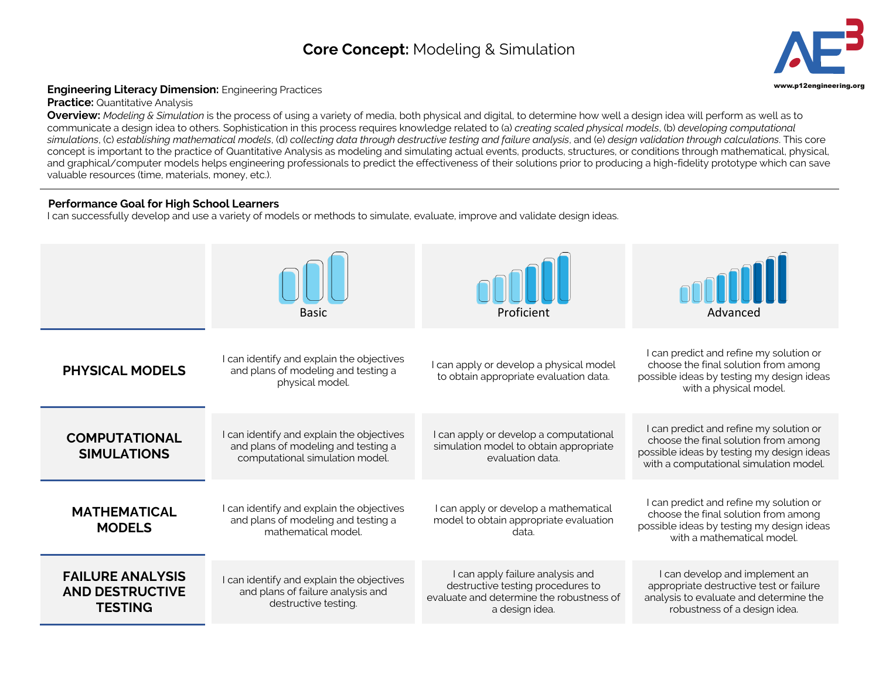# **Core Concept:** Modeling & Simulation

www.p12engineering.org

**Engineering Literacy Dimension:** Engineering Practices
**Practice:** Quantitative Analysis
**Overview:** *Modeling & Simulation* is the process of using a variety of media, both physical and digital, to determine how well a design idea will perform as well as to communicate a design idea to others. Sophistication in this process requires knowledge related to (a) *creating scaled physical models*, (b) *developing computational simulations*, (c) *establishing mathematical models*, (d) *collecting data through destructive testing and failure analysis*, and (e) *design validation through calculations*. This core concept is important to the practice of Quantitative Analysis as modeling and simulating actual events, products, structures, or conditions through mathematical, physical, and graphical/computer models helps engineering professionals to predict the effectiveness of their solutions prior to producing a high-fidelity prototype which can save valuable resources (time, materials, money, etc.).

---

**Performance Goal for High School Learners**
I can successfully develop and use a variety of models or methods to simulate, evaluate, improve and validate design ideas.

| | Basic | Proficient | Advanced |
|---|---|---|---|
| **PHYSICAL MODELS** | I can identify and explain the objectives and plans of modeling and testing a physical model. | I can apply or develop a physical model to obtain appropriate evaluation data. | I can predict and refine my solution or choose the final solution from among possible ideas by testing my design ideas with a physical model. |
| **COMPUTATIONAL SIMULATIONS** | I can identify and explain the objectives and plans of modeling and testing a computational simulation model. | I can apply or develop a computational simulation model to obtain appropriate evaluation data. | I can predict and refine my solution or choose the final solution from among possible ideas by testing my design ideas with a computational simulation model. |
| **MATHEMATICAL MODELS** | I can identify and explain the objectives and plans of modeling and testing a mathematical model. | I can apply or develop a mathematical model to obtain appropriate evaluation data. | I can predict and refine my solution or choose the final solution from among possible ideas by testing my design ideas with a mathematical model. |
| **FAILURE ANALYSIS AND DESTRUCTIVE TESTING** | I can identify and explain the objectives and plans of failure analysis and destructive testing. | I can apply failure analysis and destructive testing procedures to evaluate and determine the robustness of a design idea. | I can develop and implement an appropriate destructive test or failure analysis to evaluate and determine the robustness of a design idea. |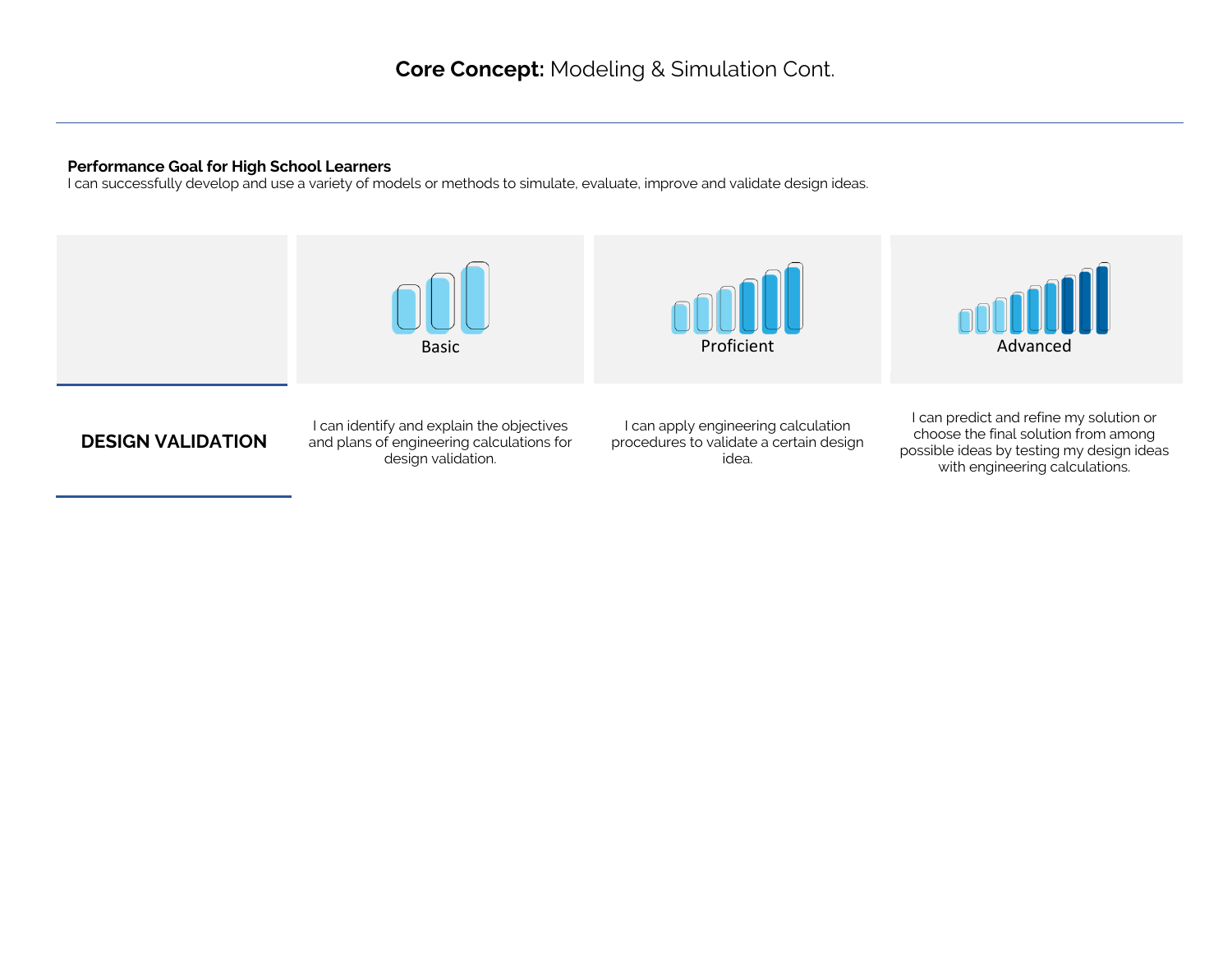# **Core Concept:** Modeling & Simulation Cont.

**Performance Goal for High School Learners**
I can successfully develop and use a variety of models or methods to simulate, evaluate, improve and validate design ideas.

| | Basic | Proficient | Advanced |
|---|---|---|---|
| **DESIGN VALIDATION** | I can identify and explain the objectives and plans of engineering calculations for design validation. | I can apply engineering calculation procedures to validate a certain design idea. | I can predict and refine my solution or choose the final solution from among possible ideas by testing my design ideas with engineering calculations. |